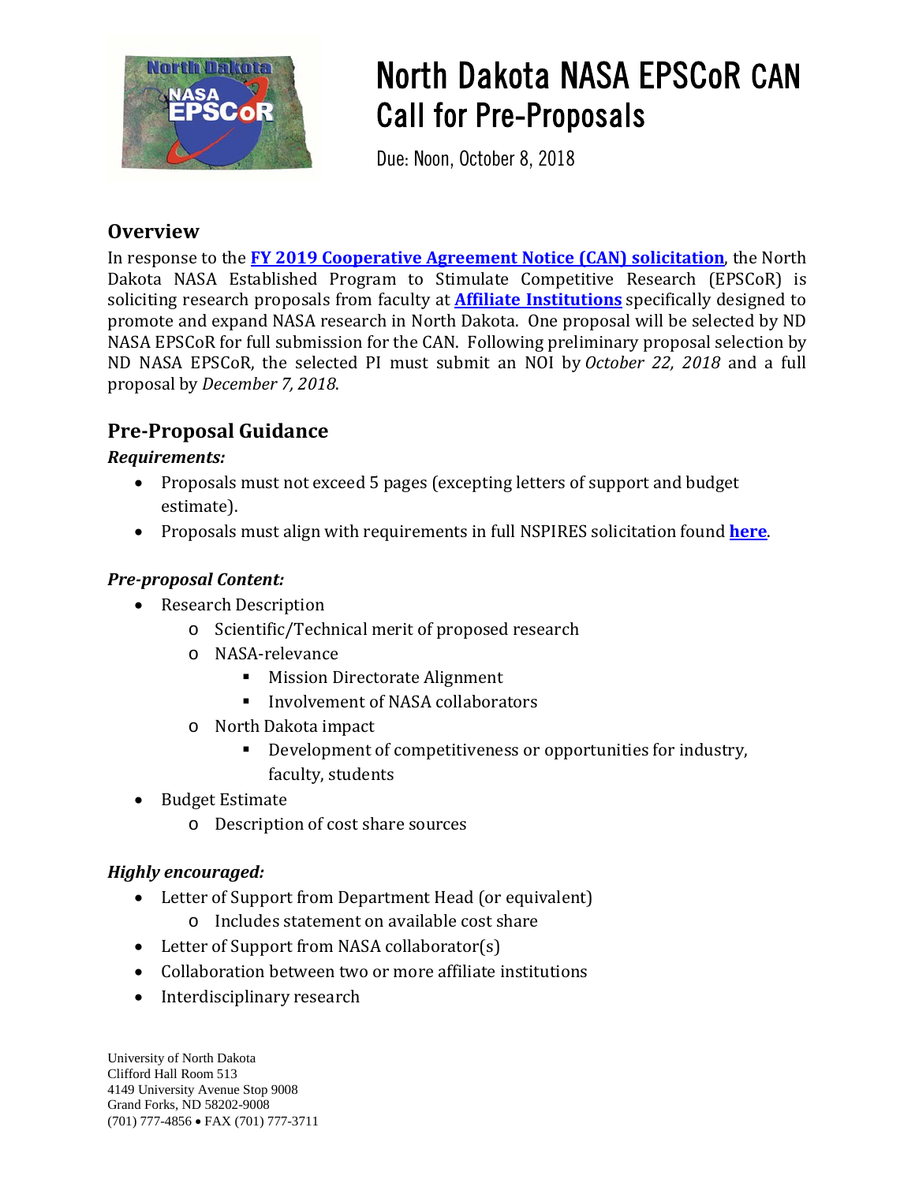# North Dakota NASA EPSCoR CAN Call for Pre-Proposals

Due: Noon, October 8, 2018

## Overview

In response to the **FY 2019 Cooperative Agreement Notice (CAN) solicitation**, the North Dakota NASA Established Program to Stimulate Competitive Research (EPSCoR) is soliciting research proposals from faculty at **Affiliate Institutions** specifically designed to promote and expand NASA research in North Dakota. One proposal will be selected by ND NASA EPSCoR for full submission for the CAN. Following preliminary proposal selection by ND NASA EPSCoR, the selected PI must submit an NOI by *October 22, 2018* and a full proposal by *December 7, 2018*.

## Pre-Proposal Guidance

***Requirements:***

- Proposals must not exceed 5 pages (excepting letters of support and budget estimate).
- Proposals must align with requirements in full NSPIRES solicitation found **here**.

***Pre-proposal Content:***

- Research Description
  - Scientific/Technical merit of proposed research
  - NASA-relevance
    - Mission Directorate Alignment
    - Involvement of NASA collaborators
  - North Dakota impact
    - Development of competitiveness or opportunities for industry, faculty, students
- Budget Estimate
  - Description of cost share sources

***Highly encouraged:***

- Letter of Support from Department Head (or equivalent)
  - Includes statement on available cost share
- Letter of Support from NASA collaborator(s)
- Collaboration between two or more affiliate institutions
- Interdisciplinary research

University of North Dakota
Clifford Hall Room 513
4149 University Avenue Stop 9008
Grand Forks, ND 58202-9008
(701) 777-4856 • FAX (701) 777-3711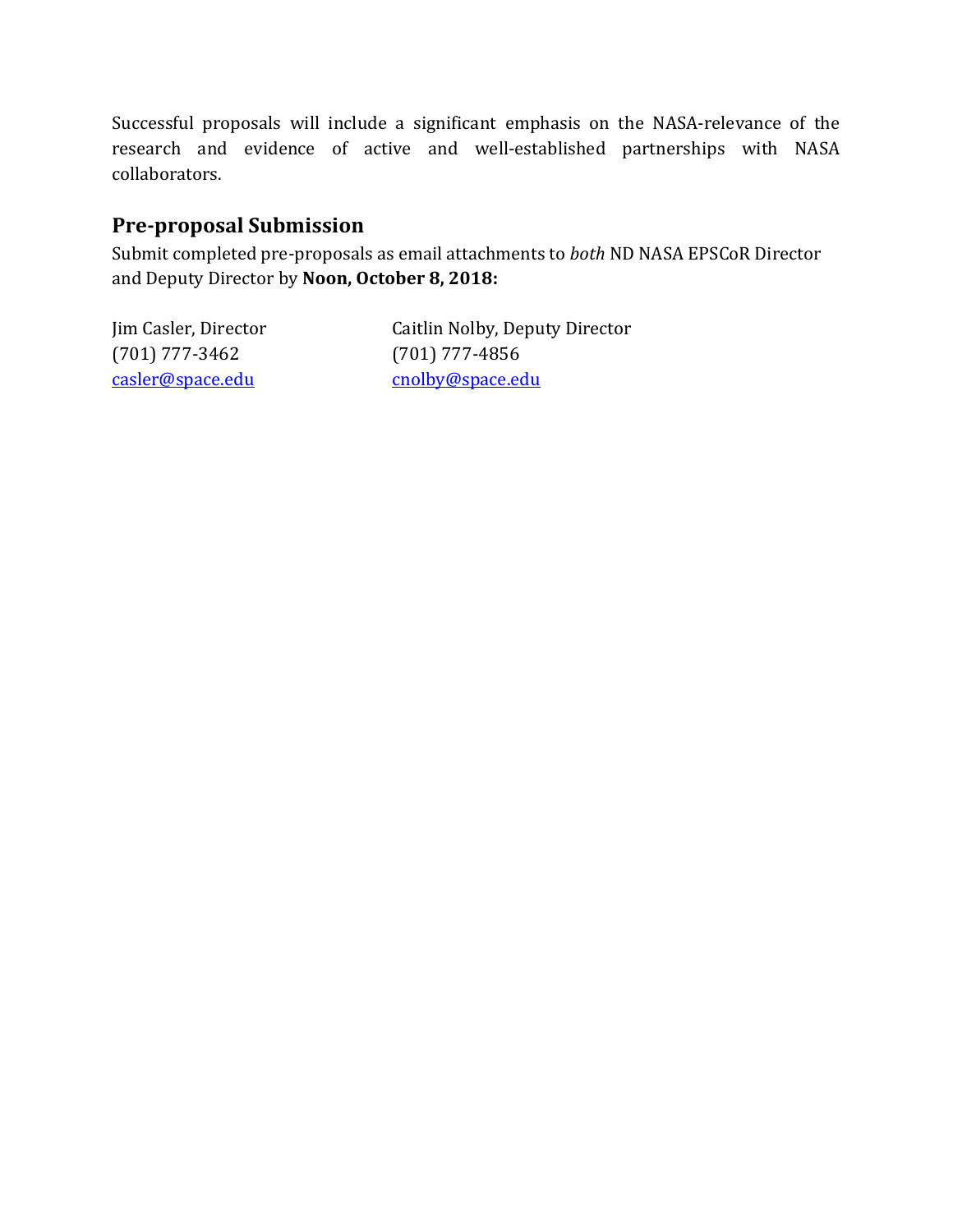Successful proposals will include a significant emphasis on the NASA-relevance of the research and evidence of active and well-established partnerships with NASA collaborators.

## Pre-proposal Submission

Submit completed pre-proposals as email attachments to *both* ND NASA EPSCoR Director and Deputy Director by **Noon, October 8, 2018:**

Jim Casler, Director
(701) 777-3462
casler@space.edu

Caitlin Nolby, Deputy Director
(701) 777-4856
cnolby@space.edu